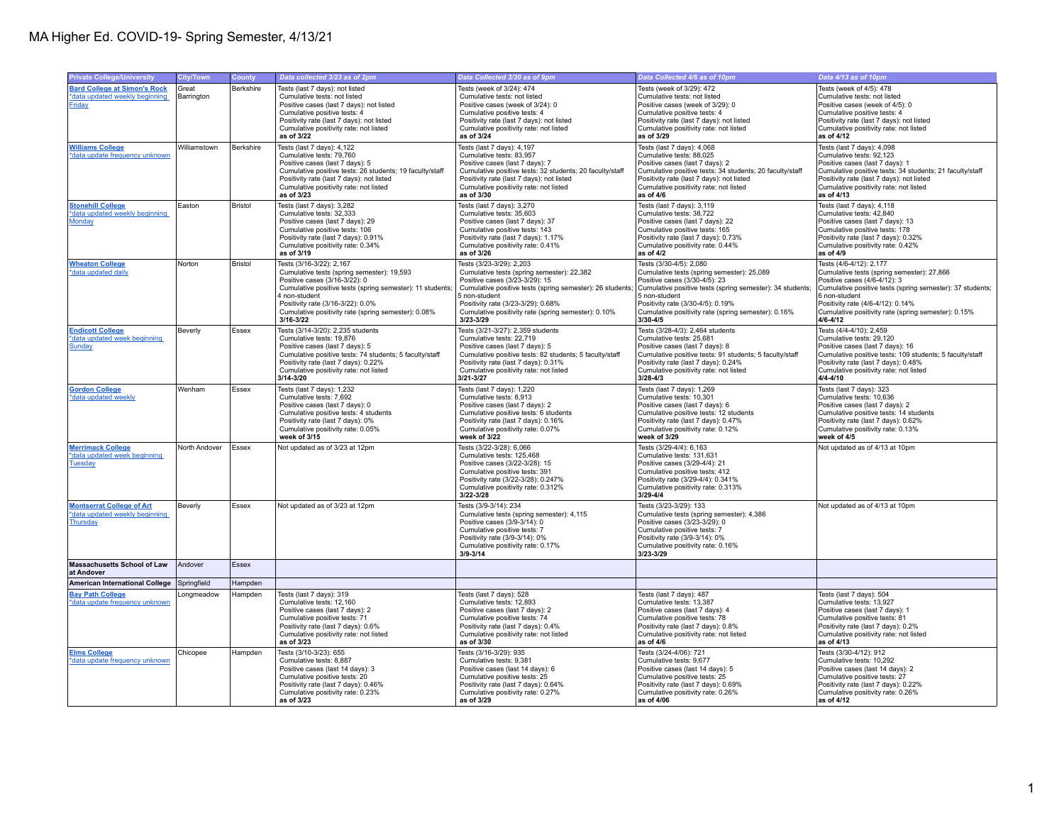# MA Higher Ed. COVID-19- Spring Semester, 4/13/21

| Private College/University | City/Town | County | Data collected 3/23 as of 2pm | Data Collected 3/30 as of 9pm | Data Collected 4/6 as of 10pm | Data 4/13 as of 10pm |
|---|---|---|---|---|---|---|
| **Bard College at Simon's Rock** *data updated weekly beginning Friday | Great Barrington | Berkshire | Tests (last 7 days): not listed<br>Cumulative tests: not listed<br>Positive cases (last 7 days): not listed<br>Cumulative positive tests: 4<br>Positivity rate (last 7 days): not listed<br>Cumulative positivity rate: not listed<br>**as of 3/22** | Tests (week of 3/24): 474<br>Cumulative tests: not listed<br>Positive cases (week of 3/24): 0<br>Cumulative positive tests: 4<br>Positivity rate (last 7 days): not listed<br>Cumulative positivity rate: not listed<br>**as of 3/24** | Tests (week of 3/29): 472<br>Cumulative tests: not listed<br>Positive cases (week of 3/29): 0<br>Cumulative positive tests: 4<br>Positivity rate (last 7 days): not listed<br>Cumulative positivity rate: not listed<br>**as of 3/29** | Tests (week of 4/5): 478<br>Cumulative tests: not listed<br>Positive cases (week of 4/5): 0<br>Cumulative positive tests: 4<br>Positivity rate (last 7 days): not listed<br>Cumulative positivity rate: not listed<br>**as of 4/12** |
| **Williams College** *data update frequency unknown | Williamstown | Berkshire | Tests (last 7 days): 4,122<br>Cumulative tests: 79,760<br>Positive cases (last 7 days): 5<br>Cumulative positive tests: 26 students; 19 faculty/staff<br>Positivity rate (last 7 days): not listed<br>Cumulative positivity rate: not listed<br>**as of 3/23** | Tests (last 7 days): 4,197<br>Cumulative tests: 83,957<br>Positive cases (last 7 days): 7<br>Cumulative positive tests: 32 students; 20 faculty/staff<br>Positivity rate (last 7 days): not listed<br>Cumulative positivity rate: not listed<br>**as of 3/30** | Tests (last 7 days): 4,068<br>Cumulative tests: 88,025<br>Positive cases (last 7 days): 2<br>Cumulative positive tests: 34 students; 20 faculty/staff<br>Positivity rate (last 7 days): not listed<br>Cumulative positivity rate: not listed<br>**as of 4/6** | Tests (last 7 days): 4,098<br>Cumulative tests: 92,123<br>Positive cases (last 7 days): 1<br>Cumulative positive tests: 34 students; 21 faculty/staff<br>Positivity rate (last 7 days): not listed<br>Cumulative positivity rate: not listed<br>**as of 4/13** |
| **Stonehill College** *data updated weekly beginning Monday | Easton | Bristol | Tests (last 7 days): 3,282<br>Cumulative tests: 32,333<br>Positive cases (last 7 days): 29<br>Cumulative positive tests: 106<br>Positivity rate (last 7 days): 0.91%<br>Cumulative positivity rate: 0.34%<br>**as of 3/19** | Tests (last 7 days): 3,270<br>Cumulative tests: 35,603<br>Positive cases (last 7 days): 37<br>Cumulative positive tests: 143<br>Positivity rate (last 7 days): 1.17%<br>Cumulative positivity rate: 0.41%<br>**as of 3/26** | Tests (last 7 days): 3,119<br>Cumulative tests: 38,722<br>Positive cases (last 7 days): 22<br>Cumulative positive tests: 165<br>Positivity rate (last 7 days): 0.73%<br>Cumulative positivity rate: 0.44%<br>**as of 4/2** | Tests (last 7 days): 4,118<br>Cumulative tests: 42,840<br>Positive cases (last 7 days): 13<br>Cumulative positive tests: 178<br>Positivity rate (last 7 days): 0.32%<br>Cumulative positivity rate: 0.42%<br>**as of 4/9** |
| **Wheaton College** *data updated daily | Norton | Bristol | Tests (3/16-3/22): 2,167<br>Cumulative tests (spring semester): 19,593<br>Positive cases (3/16-3/22): 0<br>Cumulative positive tests (spring semester): 11 students; 4 non-student<br>Positivity rate (3/16-3/22): 0.0%<br>Cumulative positivity rate (spring semester): 0.08%<br>**3/16-3/22** | Tests (3/23-3/29): 2,203<br>Cumulative tests (spring semester): 22,382<br>Positive cases (3/23-3/29): 15<br>Cumulative positive tests (spring semester): 26 students; 5 non-student<br>Positivity rate (3/23-3/29): 0.68%<br>Cumulative positivity rate (spring semester): 0.10%<br>**3/23-3/29** | Tests (3/30-4/5): 2,080<br>Cumulative tests (spring semester): 25,089<br>Positive cases (3/30-4/5): 23<br>Cumulative positive tests (spring semester): 34 students; 5 non-student<br>Positivity rate (3/30-4/5): 0.19%<br>Cumulative positivity rate (spring semester): 0.16%<br>**3/30-4/5** | Tests (4/6-4/12): 2,177<br>Cumulative tests (spring semester): 27,866<br>Positive cases (4/6-4/12): 3<br>Cumulative positive tests (spring semester): 37 students; 6 non-student<br>Positivity rate (4/6-4/12): 0.14%<br>Cumulative positivity rate (spring semester): 0.15%<br>**4/6-4/12** |
| **Endicott College** *data updated week beginning Sunday | Beverly | Essex | Tests (3/14-3/20): 2,235 students<br>Cumulative tests: 19,876<br>Positive cases (last 7 days): 5<br>Cumulative positive tests: 74 students; 5 faculty/staff<br>Positivity rate (last 7 days): 0.22%<br>Cumulative positivity rate: not listed<br>**3/14-3/20** | Tests (3/21-3/27): 2,359 students<br>Cumulative tests: 22,719<br>Positive cases (last 7 days): 5<br>Cumulative positive tests: 82 students; 5 faculty/staff<br>Positivity rate (last 7 days): 0.31%<br>Cumulative positivity rate: not listed<br>**3/21-3/27** | Tests (3/28-4/3): 2,464 students<br>Cumulative tests: 25,681<br>Positive cases (last 7 days): 8<br>Cumulative positive tests: 91 students; 5 faculty/staff<br>Positivity rate (last 7 days): 0.24%<br>Cumulative positivity rate: not listed<br>**3/28-4/3** | Tests (4/4-4/10): 2,459<br>Cumulative tests: 29,120<br>Positive cases (last 7 days): 16<br>Cumulative positive tests: 109 students; 5 faculty/staff<br>Positivity rate (last 7 days): 0.48%<br>Cumulative positivity rate: not listed<br>**4/4-4/10** |
| **Gordon College** *data updated weekly | Wenham | Essex | Tests (last 7 days): 1,232<br>Cumulative tests: 7,692<br>Positive cases (last 7 days): 0<br>Cumulative positive tests: 4 students<br>Positivity rate (last 7 days): 0%<br>Cumulative positivity rate: 0.05%<br>**week of 3/15** | Tests (last 7 days): 1,220<br>Cumulative tests: 8,913<br>Positive cases (last 7 days): 2<br>Cumulative positive tests: 6 students<br>Positivity rate (last 7 days): 0.16%<br>Cumulative positivity rate: 0.07%<br>**week of 3/22** | Tests (last 7 days): 1,269<br>Cumulative tests: 10,301<br>Positive cases (last 7 days): 6<br>Cumulative positive tests: 12 students<br>Positivity rate (last 7 days): 0.47%<br>Cumulative positivity rate: 0.12%<br>**week of 3/29** | Tests (last 7 days): 323<br>Cumulative tests: 10,636<br>Positive cases (last 7 days): 2<br>Cumulative positive tests: 14 students<br>Positivity rate (last 7 days): 0.62%<br>Cumulative positivity rate: 0.13%<br>**week of 4/5** |
| **Merrimack College** *data updated week beginning Tuesday | North Andover | Essex | Not updated as of 3/23 at 12pm | Tests (3/22-3/28): 6,066<br>Cumulative tests: 125,468<br>Positive cases (3/22-3/28): 15<br>Cumulative positive tests: 391<br>Positivity rate (3/22-3/28): 0.247%<br>Cumulative positivity rate: 0.312%<br>**3/22-3/28** | Tests (3/29-4/4): 6,163<br>Cumulative tests: 131,631<br>Positive cases (3/29-4/4): 21<br>Cumulative positive tests: 412<br>Positivity rate (3/29-4/4): 0.341%<br>Cumulative positivity rate: 0.313%<br>**3/29-4/4** | Not updated as of 4/13 at 10pm |
| **Montserrat College of Art** *data updated weekly beginning Thursday | Beverly | Essex | Not updated as of 3/23 at 12pm | Tests (3/9-3/14): 234<br>Cumulative tests (spring semester): 4,115<br>Positive cases (3/9-3/14): 0<br>Cumulative positive tests: 7<br>Positivity rate (3/9-3/14): 0%<br>Cumulative positivity rate: 0.17%<br>**3/9-3/14** | Tests (3/23-3/29): 133<br>Cumulative tests (spring semester): 4,386<br>Positive cases (3/23-3/29): 0<br>Cumulative positive tests: 7<br>Positivity rate (3/9-3/14): 0%<br>Cumulative positivity rate: 0.16%<br>**3/23-3/29** | Not updated as of 4/13 at 10pm |
| **Massachusetts School of Law at Andover** | Andover | Essex | | | | |
| **American International College** | Springfield | Hampden | | | | |
| **Bay Path College** *data update frequency unknown | Longmeadow | Hampden | Tests (last 7 days): 319<br>Cumulative tests: 12,160<br>Positive cases (last 7 days): 2<br>Cumulative positive tests: 71<br>Positivity rate (last 7 days): 0.6%<br>Cumulative positivity rate: not listed<br>**as of 3/23** | Tests (last 7 days): 528<br>Cumulative tests: 12,893<br>Positive cases (last 7 days): 2<br>Cumulative positive tests: 74<br>Positivity rate (last 7 days): 0.4%<br>Cumulative positivity rate: not listed<br>**as of 3/30** | Tests (last 7 days): 487<br>Cumulative tests: 13,387<br>Positive cases (last 7 days): 4<br>Cumulative positive tests: 78<br>Positivity rate (last 7 days): 0.8%<br>Cumulative positivity rate: not listed<br>**as of 4/6** | Tests (last 7 days): 504<br>Cumulative tests: 13,927<br>Positive cases (last 7 days): 1<br>Cumulative positive tests: 81<br>Positivity rate (last 7 days): 0.2%<br>Cumulative positivity rate: not listed<br>**as of 4/13** |
| **Elms College** *data update frequency unknown | Chicopee | Hampden | Tests (3/10-3/23): 655<br>Cumulative tests: 8,887<br>Positive cases (last 14 days): 3<br>Cumulative positive tests: 20<br>Positivity rate (last 7 days): 0.46%<br>Cumulative positivity rate: 0.23%<br>**as of 3/23** | Tests (3/16-3/29): 935<br>Cumulative tests: 9,381<br>Positive cases (last 14 days): 6<br>Cumulative positive tests: 25<br>Positivity rate (last 7 days): 0.64%<br>Cumulative positivity rate: 0.27%<br>**as of 3/29** | Tests (3/24-4/06): 721<br>Cumulative tests: 9,677<br>Positive cases (last 14 days): 5<br>Cumulative positive tests: 25<br>Positivity rate (last 7 days): 0.69%<br>Cumulative positivity rate: 0.26%<br>**as of 4/06** | Tests (3/30-4/12): 912<br>Cumulative tests: 10,292<br>Positive cases (last 14 days): 2<br>Cumulative positive tests: 27<br>Positivity rate (last 7 days): 0.22%<br>Cumulative positivity rate: 0.26%<br>**as of 4/12** |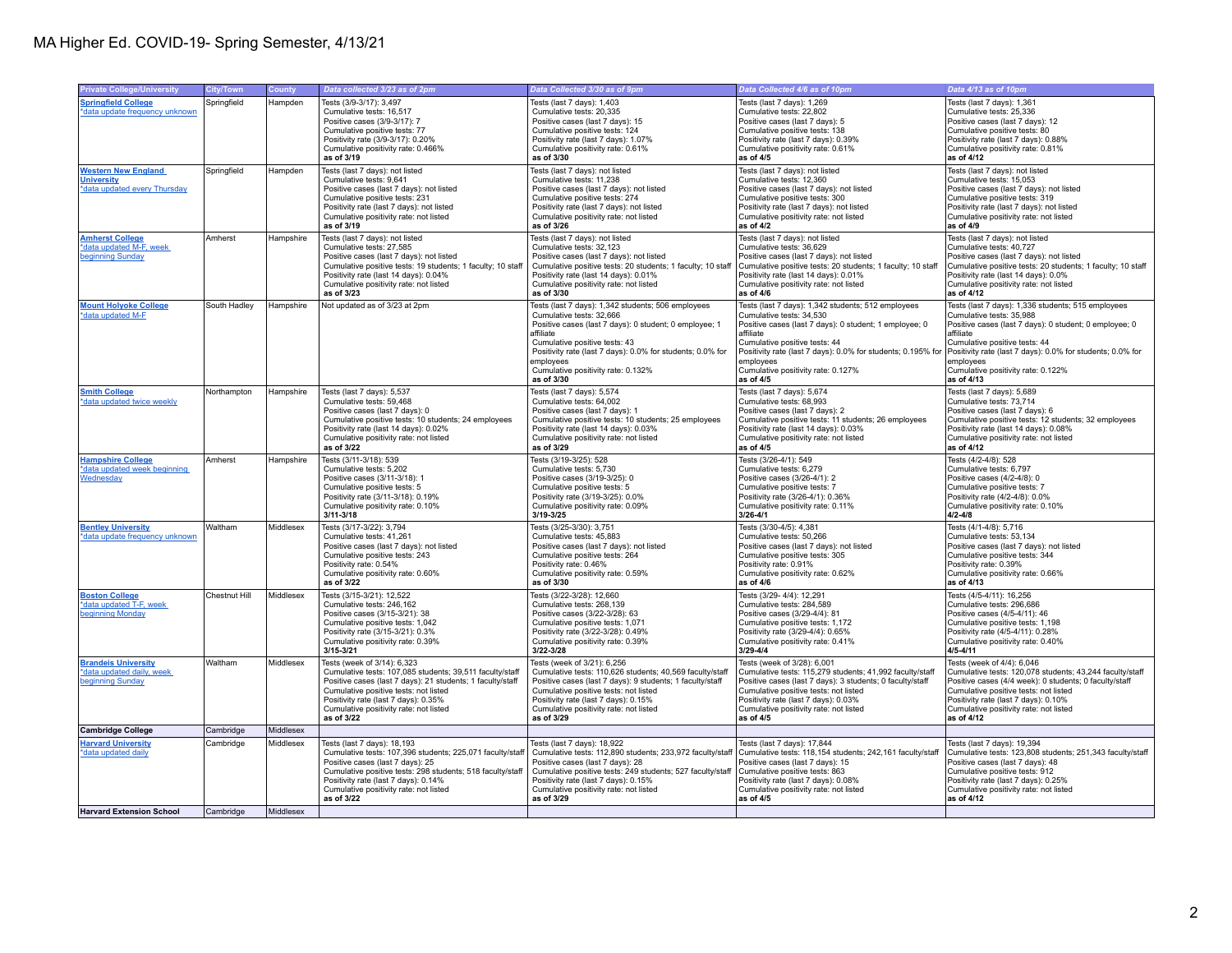# MA Higher Ed. COVID-19- Spring Semester, 4/13/21

| Private College/University | City/Town | County | Data collected 3/23 as of 2pm | Data Collected 3/30 as of 9pm | Data Collected 4/6 as of 10pm | Data 4/13 as of 10pm |
|---|---|---|---|---|---|---|
| **Springfield College** *data update frequency unknown | Springfield | Hampden | Tests (3/9-3/17): 3,497<br>Cumulative tests: 16,517<br>Positive cases (3/9-3/17): 7<br>Cumulative positive tests: 77<br>Positivity rate (3/9-3/17): 0.20%<br>Cumulative positivity rate: 0.466%<br>**as of 3/19** | Tests (last 7 days): 1,403<br>Cumulative tests: 20,335<br>Positive cases (last 7 days): 15<br>Cumulative positive tests: 124<br>Positivity rate (last 7 days): 1.07%<br>Cumulative positivity rate: 0.61%<br>**as of 3/30** | Tests (last 7 days): 1,269<br>Cumulative tests: 22,802<br>Positive cases (last 7 days): 5<br>Cumulative positive tests: 138<br>Positivity rate (last 7 days): 0.39%<br>Cumulative positivity rate: 0.61%<br>**as of 4/5** | Tests (last 7 days): 1,361<br>Cumulative tests: 25,336<br>Positive cases (last 7 days): 12<br>Cumulative positive tests: 80<br>Positivity rate (last 7 days): 0.88%<br>Cumulative positivity rate: 0.81%<br>**as of 4/12** |
| **Western New England University** *data updated every Thursday | Springfield | Hampden | Tests (last 7 days): not listed<br>Cumulative tests: 9,641<br>Positive cases (last 7 days): not listed<br>Cumulative positive tests: 231<br>Positivity rate (last 7 days): not listed<br>Cumulative positivity rate: not listed<br>**as of 3/19** | Tests (last 7 days): not listed<br>Cumulative tests: 11,238<br>Positive cases (last 7 days): not listed<br>Cumulative positive tests: 274<br>Positivity rate (last 7 days): not listed<br>Cumulative positivity rate: not listed<br>**as of 3/26** | Tests (last 7 days): not listed<br>Cumulative tests: 12,360<br>Positive cases (last 7 days): not listed<br>Cumulative positive tests: 300<br>Positivity rate (last 7 days): not listed<br>Cumulative positivity rate: not listed<br>**as of 4/2** | Tests (last 7 days): not listed<br>Cumulative tests: 15,053<br>Positive cases (last 7 days): not listed<br>Cumulative positive tests: 319<br>Positivity rate (last 7 days): not listed<br>Cumulative positivity rate: not listed<br>**as of 4/9** |
| **Amherst College** *data updated M-F, week beginning Sunday | Amherst | Hampshire | Tests (last 7 days): not listed<br>Cumulative tests: 27,585<br>Positive cases (last 7 days): not listed<br>Cumulative positive tests: 19 students; 1 faculty; 10 staff<br>Positivity rate (last 14 days): 0.04%<br>Cumulative positivity rate: not listed<br>**as of 3/23** | Tests (last 7 days): not listed<br>Cumulative tests: 32,123<br>Positive cases (last 7 days): not listed<br>Cumulative positive tests: 20 students; 1 faculty; 10 staff<br>Positivity rate (last 14 days): 0.01%<br>Cumulative positivity rate: not listed<br>**as of 3/30** | Tests (last 7 days): not listed<br>Cumulative tests: 36,629<br>Positive cases (last 7 days): not listed<br>Cumulative positive tests: 20 students; 1 faculty; 10 staff<br>Positivity rate (last 14 days): 0.01%<br>Cumulative positivity rate: not listed<br>**as of 4/6** | Tests (last 7 days): not listed<br>Cumulative tests: 40,727<br>Positive cases (last 7 days): not listed<br>Cumulative positive tests: 20 students; 1 faculty; 10 staff<br>Positivity rate (last 14 days): 0.0%<br>Cumulative positivity rate: not listed<br>**as of 4/12** |
| **Mount Holyoke College** *data updated M-F | South Hadley | Hampshire | Not updated as of 3/23 at 2pm | Tests (last 7 days): 1,342 students; 506 employees<br>Cumulative tests: 32,666<br>Positive cases (last 7 days): 0 student; 0 employee; 1 affiliate<br>Cumulative positive tests: 43<br>Positivity rate (last 7 days): 0.0% for students; 0.0% for employees<br>Cumulative positivity rate: 0.132%<br>**as of 3/30** | Tests (last 7 days): 1,342 students; 512 employees<br>Cumulative tests: 34,530<br>Positive cases (last 7 days): 0 student; 1 employee; 0 affiliate<br>Cumulative positive tests: 44<br>Positivity rate (last 7 days): 0.0% for students; 0.195% for employees<br>Cumulative positivity rate: 0.127%<br>**as of 4/5** | Tests (last 7 days): 1,336 students; 515 employees<br>Cumulative tests: 35,988<br>Positive cases (last 7 days): 0 student; 0 employee; 0 affiliate<br>Cumulative positive tests: 44<br>Positivity rate (last 7 days): 0.0% for students; 0.0% for employees<br>Cumulative positivity rate: 0.122%<br>**as of 4/13** |
| **Smith College** *data updated twice weekly | Northampton | Hampshire | Tests (last 7 days): 5,537<br>Cumulative tests: 59,468<br>Positive cases (last 7 days): 0<br>Cumulative positive tests: 10 students; 24 employees<br>Positivity rate (last 14 days): 0.02%<br>Cumulative positivity rate: not listed<br>**as of 3/22** | Tests (last 7 days): 5,574<br>Cumulative tests: 64,002<br>Positive cases (last 7 days): 1<br>Cumulative positive tests: 10 students; 25 employees<br>Positivity rate (last 14 days): 0.03%<br>Cumulative positivity rate: not listed<br>**as of 3/29** | Tests (last 7 days): 5,674<br>Cumulative tests: 68,993<br>Positive cases (last 7 days): 2<br>Cumulative positive tests: 11 students; 26 employees<br>Positivity rate (last 14 days): 0.03%<br>Cumulative positivity rate: not listed<br>**as of 4/5** | Tests (last 7 days): 5,689<br>Cumulative tests: 73,714<br>Positive cases (last 7 days): 6<br>Cumulative positive tests: 12 students; 32 employees<br>Positivity rate (last 14 days): 0.08%<br>Cumulative positivity rate: not listed<br>**as of 4/12** |
| **Hampshire College** *data updated week beginning Wednesday | Amherst | Hampshire | Tests (3/11-3/18): 539<br>Cumulative tests: 5,202<br>Positive cases (3/11-3/18): 1<br>Cumulative positive tests: 5<br>Positivity rate (3/11-3/18): 0.19%<br>Cumulative positivity rate: 0.10%<br>**3/11-3/18** | Tests (3/19-3/25): 528<br>Cumulative tests: 5,730<br>Positive cases (3/19-3/25): 0<br>Cumulative positive tests: 5<br>Positivity rate (3/19-3/25): 0.0%<br>Cumulative positivity rate: 0.09%<br>**3/19-3/25** | Tests (3/26-4/1): 549<br>Cumulative tests: 6,279<br>Positive cases (3/26-4/1): 2<br>Cumulative positive tests: 7<br>Positivity rate (3/26-4/1): 0.36%<br>Cumulative positivity rate: 0.11%<br>**3/26-4/1** | Tests (4/2-4/8): 528<br>Cumulative tests: 6,797<br>Positive cases (4/2-4/8): 0<br>Cumulative positive tests: 7<br>Positivity rate (4/2-4/8): 0.0%<br>Cumulative positivity rate: 0.10%<br>**4/2-4/8** |
| **Bentley University** *data update frequency unknown | Waltham | Middlesex | Tests (3/17-3/22): 3,794<br>Cumulative tests: 41,261<br>Positive cases (last 7 days): not listed<br>Cumulative positive tests: 243<br>Positivity rate: 0.54%<br>Cumulative positivity rate: 0.60%<br>**as of 3/22** | Tests (3/25-3/30): 3,751<br>Cumulative tests: 45,883<br>Positive cases (last 7 days): not listed<br>Cumulative positive tests: 264<br>Positivity rate: 0.46%<br>Cumulative positivity rate: 0.59%<br>**as of 3/30** | Tests (3/30-4/5): 4,381<br>Cumulative tests: 50,266<br>Positive cases (last 7 days): not listed<br>Cumulative positive tests: 305<br>Positivity rate: 0.91%<br>Cumulative positivity rate: 0.62%<br>**as of 4/6** | Tests (4/1-4/8): 5,716<br>Cumulative tests: 53,134<br>Positive cases (last 7 days): not listed<br>Cumulative positive tests: 344<br>Positivity rate: 0.39%<br>Cumulative positivity rate: 0.66%<br>**as of 4/13** |
| **Boston College** *data updated T-F, week beginning Monday | Chestnut Hill | Middlesex | Tests (3/15-3/21): 12,522<br>Cumulative tests: 246,162<br>Positive cases (3/15-3/21): 38<br>Cumulative positive tests: 1,042<br>Positivity rate (3/15-3/21): 0.3%<br>Cumulative positivity rate: 0.39%<br>**3/15-3/21** | Tests (3/22-3/28): 12,660<br>Cumulative tests: 268,139<br>Positive cases (3/22-3/28): 63<br>Cumulative positive tests: 1,071<br>Positivity rate (3/22-3/28): 0.49%<br>Cumulative positivity rate: 0.39%<br>**3/22-3/28** | Tests (3/29- 4/4): 12,291<br>Cumulative tests: 284,589<br>Positive cases (3/29-4/4): 81<br>Cumulative positive tests: 1,172<br>Positivity rate (3/29-4/4): 0.65%<br>Cumulative positivity rate: 0.41%<br>**3/29-4/4** | Tests (4/5-4/11): 16,256<br>Cumulative tests: 296,686<br>Positive cases (4/5-4/11): 46<br>Cumulative positive tests: 1,198<br>Positivity rate (4/5-4/11): 0.28%<br>Cumulative positivity rate: 0.40%<br>**4/5-4/11** |
| **Brandeis University** *data updated daily, week beginning Sunday | Waltham | Middlesex | Tests (week of 3/14): 6,323<br>Cumulative tests: 107,085 students; 39,511 faculty/staff<br>Positive cases (last 7 days): 21 students; 1 faculty/staff<br>Cumulative positive tests: not listed<br>Positivity rate (last 7 days): 0.35%<br>Cumulative positivity rate: not listed<br>**as of 3/22** | Tests (week of 3/21): 6,256<br>Cumulative tests: 110,626 students; 40,569 faculty/staff<br>Positive cases (last 7 days): 9 students; 1 faculty/staff<br>Cumulative positive tests: not listed<br>Positivity rate (last 7 days): 0.15%<br>Cumulative positivity rate: not listed<br>**as of 3/29** | Tests (week of 3/28): 6,001<br>Cumulative tests: 115,279 students; 41,992 faculty/staff<br>Positive cases (last 7 days): 3 students; 0 faculty/staff<br>Cumulative positive tests: not listed<br>Positivity rate (last 7 days): 0.03%<br>Cumulative positivity rate: not listed<br>**as of 4/5** | Tests (week of 4/4): 6,046<br>Cumulative tests: 120,078 students; 43,244 faculty/staff<br>Positive cases (4/4 week): 0 students; 0 faculty/staff<br>Cumulative positive tests: not listed<br>Positivity rate (last 7 days): 0.10%<br>Cumulative positivity rate: not listed<br>**as of 4/12** |
| **Cambridge College** | Cambridge | Middlesex | | | | |
| **Harvard University** *data updated daily | Cambridge | Middlesex | Tests (last 7 days): 18,193<br>Cumulative tests: 107,396 students; 225,071 faculty/staff<br>Positive cases (last 7 days): 25<br>Cumulative positive tests: 298 students; 518 faculty/staff<br>Positivity rate (last 7 days): 0.14%<br>Cumulative positivity rate: not listed<br>**as of 3/22** | Tests (last 7 days): 18,922<br>Cumulative tests: 112,890 students; 233,972 faculty/staff<br>Positive cases (last 7 days): 28<br>Cumulative positive tests: 249 students; 527 faculty/staff<br>Positivity rate (last 7 days): 0.15%<br>Cumulative positivity rate: not listed<br>**as of 3/29** | Tests (last 7 days): 17,844<br>Cumulative tests: 118,154 students; 242,161 faculty/staff<br>Positive cases (last 7 days): 15<br>Cumulative positive tests: 863<br>Positivity rate (last 7 days): 0.08%<br>Cumulative positivity rate: not listed<br>**as of 4/5** | Tests (last 7 days): 19,394<br>Cumulative tests: 123,808 students; 251,343 faculty/staff<br>Positive cases (last 7 days): 48<br>Cumulative positive tests: 912<br>Positivity rate (last 7 days): 0.25%<br>Cumulative positivity rate: not listed<br>**as of 4/12** |
| **Harvard Extension School** | Cambridge | Middlesex | | | | |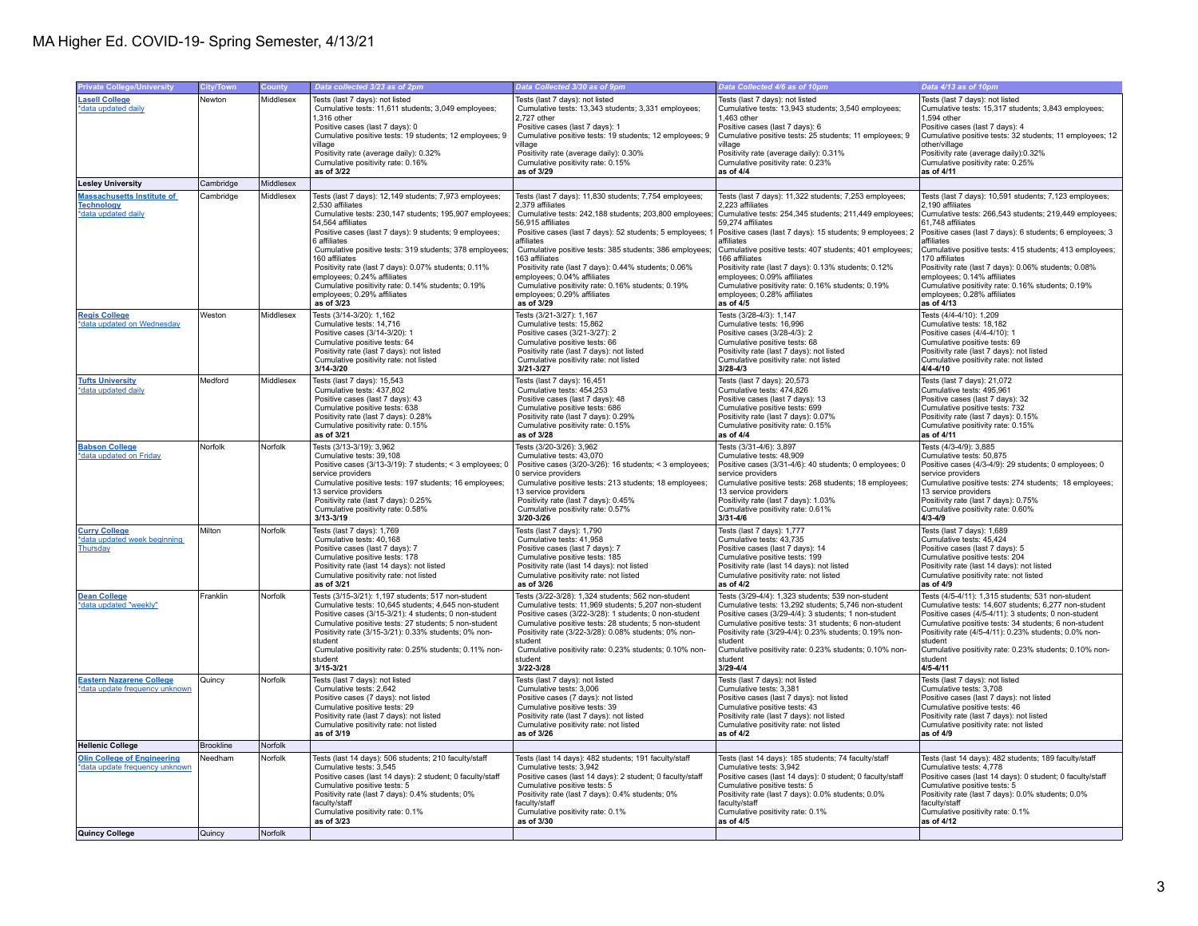# MA Higher Ed. COVID-19- Spring Semester, 4/13/21

| Private College/University | City/Town | County | Data collected 3/23 as of 2pm | Data Collected 3/30 as of 9pm | Data Collected 4/6 as of 10pm | Data 4/13 as of 10pm |
|---|---|---|---|---|---|---|
| Lasell College *data updated daily | Newton | Middlesex | Tests (last 7 days): not listed<br>Cumulative tests: 11,611 students; 3,049 employees; 1,316 other<br>Positive cases (last 7 days): 0<br>Cumulative positive tests: 19 students; 12 employees; 9 village<br>Positivity rate (average daily): 0.32%<br>Cumulative positivity rate: 0.16%<br>**as of 3/22** | Tests (last 7 days): not listed<br>Cumulative tests: 13,343 students; 3,331 employees; 2,727 other<br>Positive cases (last 7 days): 1<br>Cumulative positive tests: 19 students; 12 employees; 9 village<br>Positivity rate (average daily): 0.30%<br>Cumulative positivity rate: 0.15%<br>**as of 3/29** | Tests (last 7 days): not listed<br>Cumulative tests: 13,943 students; 3,540 employees; 1,463 other<br>Positive cases (last 7 days): 6<br>Cumulative positive tests: 25 students; 11 employees; 9 village<br>Positivity rate (average daily): 0.31%<br>Cumulative positivity rate: 0.23%<br>**as of 4/4** | Tests (last 7 days): not listed<br>Cumulative tests: 15,317 students; 3,843 employees; 1,594 other<br>Positive cases (last 7 days): 4<br>Cumulative positive tests: 32 students; 11 employees; 12 other/village<br>Positivity rate (average daily):0.32%<br>Cumulative positivity rate: 0.25%<br>**as of 4/11** |
| **Lesley University** | Cambridge | Middlesex | | | | |
| Massachusetts Institute of Technology *data updated daily | Cambridge | Middlesex | Tests (last 7 days): 12,149 students; 7,973 employees; 2,530 affiliates<br>Cumulative tests: 230,147 students; 195,907 employees; 54,564 affiliates<br>Positive cases (last 7 days): 9 students; 9 employees; 6 affiliates<br>Cumulative positive tests: 319 students; 378 employees; 160 affiliates<br>Positivity rate (last 7 days): 0.07% students; 0.11% employees; 0.24% affiliates<br>Cumulative positivity rate: 0.14% students; 0.19% employees; 0.29% affiliates<br>**as of 3/23** | Tests (last 7 days): 11,830 students; 7,754 employees; 2,379 affiliates<br>Cumulative tests: 242,188 students; 203,800 employees; 56,915 affiliates<br>Positive cases (last 7 days): 52 students; 5 employees; 1 affiliates<br>Cumulative positive tests: 385 students; 386 employees; 163 affiliates<br>Positivity rate (last 7 days): 0.44% students; 0.06% employees; 0.04% affiliates<br>Cumulative positivity rate: 0.16% students; 0.19% employees; 0.29% affiliates<br>**as of 3/29** | Tests (last 7 days): 11,322 students; 7,253 employees; 2,223 affiliates<br>Cumulative tests: 254,345 students; 211,449 employees; 59,274 affiliates<br>Positive cases (last 7 days): 15 students; 9 employees; 2 affiliates<br>Cumulative positive tests: 407 students; 401 employees; 166 affiliates<br>Positivity rate (last 7 days): 0.13% students; 0.12% employees; 0.09% affiliates<br>Cumulative positivity rate: 0.16% students; 0.19% employees; 0.28% affiliates<br>**as of 4/5** | Tests (last 7 days): 10,591 students; 7,123 employees; 2,190 affiliates<br>Cumulative tests: 266,543 students; 219,449 employees; 61,748 affiliates<br>Positive cases (last 7 days): 6 students; 6 employees; 3 affiliates<br>Cumulative positive tests: 415 students; 413 employees; 170 affiliates<br>Positivity rate (last 7 days): 0.06% students; 0.08% employees; 0.14% affiliates<br>Cumulative positivity rate: 0.16% students; 0.19% employees; 0.28% affiliates<br>**as of 4/13** |
| Regis College *data updated on Wednesday | Weston | Middlesex | Tests (3/14-3/20): 1,162<br>Cumulative tests: 14,716<br>Positive cases (3/14-3/20): 1<br>Cumulative positive tests: 64<br>Positivity rate (last 7 days): not listed<br>Cumulative positivity rate: not listed<br>**3/14-3/20** | Tests (3/21-3/27): 1,167<br>Cumulative tests: 15,862<br>Positive cases (3/21-3/27): 2<br>Cumulative positive tests: 66<br>Positivity rate (last 7 days): not listed<br>Cumulative positivity rate: not listed<br>**3/21-3/27** | Tests (3/28-4/3): 1,147<br>Cumulative tests: 16,996<br>Positive cases (3/28-4/3): 2<br>Cumulative positive tests: 68<br>Positivity rate (last 7 days): not listed<br>Cumulative positivity rate: not listed<br>**3/28-4/3** | Tests (4/4-4/10): 1,209<br>Cumulative tests: 18,182<br>Positive cases (4/4-4/10): 1<br>Cumulative positive tests: 69<br>Positivity rate (last 7 days): not listed<br>Cumulative positivity rate: not listed<br>**4/4-4/10** |
| Tufts University *data updated daily | Medford | Middlesex | Tests (last 7 days): 15,543<br>Cumulative tests: 437,802<br>Positive cases (last 7 days): 43<br>Cumulative positive tests: 638<br>Positivity rate (last 7 days): 0.28%<br>Cumulative positivity rate: 0.15%<br>**as of 3/21** | Tests (last 7 days): 16,451<br>Cumulative tests: 454,253<br>Positive cases (last 7 days): 48<br>Cumulative positive tests: 686<br>Positivity rate (last 7 days): 0.29%<br>Cumulative positivity rate: 0.15%<br>**as of 3/28** | Tests (last 7 days): 20,573<br>Cumulative tests: 474,826<br>Positive cases (last 7 days): 13<br>Cumulative positive tests: 699<br>Positivity rate (last 7 days): 0.07%<br>Cumulative positivity rate: 0.15%<br>**as of 4/4** | Tests (last 7 days): 21,072<br>Cumulative tests: 495,961<br>Positive cases (last 7 days): 32<br>Cumulative positive tests: 732<br>Positivity rate (last 7 days): 0.15%<br>Cumulative positivity rate: 0.15%<br>**as of 4/11** |
| Babson College *data updated on Friday | Norfolk | Norfolk | Tests (3/13-3/19): 3,962<br>Cumulative tests: 39,108<br>Positive cases (3/13-3/19): 7 students; < 3 employees; 0 service providers<br>Cumulative positive tests: 197 students; 16 employees; 13 service providers<br>Positivity rate (last 7 days): 0.25%<br>Cumulative positivity rate: 0.58%<br>**3/13-3/19** | Tests (3/20-3/26): 3,962<br>Cumulative tests: 43,070<br>Positive cases (3/20-3/26): 16 students; < 3 employees; 0 service providers<br>Cumulative positive tests: 213 students; 18 employees; 13 service providers<br>Positivity rate (last 7 days): 0.45%<br>Cumulative positivity rate: 0.57%<br>**3/20-3/26** | Tests (3/31-4/6): 3,897<br>Cumulative tests: 48,909<br>Positive cases (3/31-4/6): 40 students; 0 employees; 0 service providers<br>Cumulative positive tests: 268 students; 18 employees; 13 service providers<br>Positivity rate (last 7 days): 1.03%<br>Cumulative positivity rate: 0.61%<br>**3/31-4/6** | Tests (4/3-4/9): 3,885<br>Cumulative tests: 50,875<br>Positive cases (4/3-4/9): 29 students; 0 employees; 0 service providers<br>Cumulative positive tests: 274 students; 18 employees; 13 service providers<br>Positivity rate (last 7 days): 0.75%<br>Cumulative positivity rate: 0.60%<br>**4/3-4/9** |
| Curry College *data updated week beginning Thursday | Milton | Norfolk | Tests (last 7 days): 1,769<br>Cumulative tests: 40,168<br>Positive cases (last 7 days): 7<br>Cumulative positive tests: 178<br>Positivity rate (last 14 days): not listed<br>Cumulative positivity rate: not listed<br>**as of 3/21** | Tests (last 7 days): 1,790<br>Cumulative tests: 41,958<br>Positive cases (last 7 days): 7<br>Cumulative positive tests: 185<br>Positivity rate (last 14 days): not listed<br>Cumulative positivity rate: not listed<br>**as of 3/26** | Tests (last 7 days): 1,777<br>Cumulative tests: 43,735<br>Positive cases (last 7 days): 14<br>Cumulative positive tests: 199<br>Positivity rate (last 14 days): not listed<br>Cumulative positivity rate: not listed<br>**as of 4/2** | Tests (last 7 days): 1,689<br>Cumulative tests: 45,424<br>Positive cases (last 7 days): 5<br>Cumulative positive tests: 204<br>Positivity rate (last 14 days): not listed<br>Cumulative positivity rate: not listed<br>**as of 4/9** |
| Dean College *data updated "weekly" | Franklin | Norfolk | Tests (3/15-3/21): 1,197 students; 517 non-student<br>Cumulative tests: 10,645 students; 4,645 non-student<br>Positive cases (3/15-3/21): 4 students; 0 non-student<br>Cumulative positive tests: 27 students; 5 non-student<br>Positivity rate (3/15-3/21): 0.33% students; 0% non-student<br>Cumulative positivity rate: 0.25% students; 0.11% non-student<br>**3/15-3/21** | Tests (3/22-3/28): 1,324 students; 562 non-student<br>Cumulative tests: 11,969 students; 5,207 non-student<br>Positive cases (3/22-3/28): 1 students; 0 non-student<br>Cumulative positive tests: 28 students; 5 non-student<br>Positivity rate (3/22-3/28): 0.08% students; 0% non-student<br>Cumulative positivity rate: 0.23% students; 0.10% non-student<br>**3/22-3/28** | Tests (3/29-4/4): 1,323 students; 539 non-student<br>Cumulative tests: 13,292 students; 5,746 non-student<br>Positive cases (3/29-4/4): 3 students; 1 non-student<br>Cumulative positive tests: 31 students; 6 non-student<br>Positivity rate (3/29-4/4): 0.23% students; 0.19% non-student<br>Cumulative positivity rate: 0.23% students; 0.10% non-student<br>**3/29-4/4** | Tests (4/5-4/11): 1,315 students; 531 non-student<br>Cumulative tests: 14,607 students; 6,277 non-student<br>Positive cases (4/5-4/11): 3 students; 0 non-student<br>Cumulative positive tests: 34 students; 6 non-student<br>Positivity rate (4/5-4/11): 0.23% students; 0.0% non-student<br>Cumulative positivity rate: 0.23% students; 0.10% non-student<br>**4/5-4/11** |
| Eastern Nazarene College *data update frequency unknown | Quincy | Norfolk | Tests (last 7 days): not listed<br>Cumulative tests: 2,642<br>Positive cases (7 days): not listed<br>Cumulative positive tests: 29<br>Positivity rate (last 7 days): not listed<br>Cumulative positivity rate: not listed<br>**as of 3/19** | Tests (last 7 days): not listed<br>Cumulative tests: 3,006<br>Positive cases (7 days): not listed<br>Cumulative positive tests: 39<br>Positivity rate (last 7 days): not listed<br>Cumulative positivity rate: not listed<br>**as of 3/26** | Tests (last 7 days): not listed<br>Cumulative tests: 3,381<br>Positive cases (last 7 days): not listed<br>Cumulative positive tests: 43<br>Positivity rate (last 7 days): not listed<br>Cumulative positivity rate: not listed<br>**as of 4/2** | Tests (last 7 days): not listed<br>Cumulative tests: 3,708<br>Positive cases (last 7 days): not listed<br>Cumulative positive tests: 46<br>Positivity rate (last 7 days): not listed<br>Cumulative positivity rate: not listed<br>**as of 4/9** |
| **Hellenic College** | Brookline | Norfolk | | | | |
| Olin College of Engineering *data update frequency unknown | Needham | Norfolk | Tests (last 14 days): 506 students; 210 faculty/staff<br>Cumulative tests: 3,545<br>Positive cases (last 14 days): 2 student; 0 faculty/staff<br>Cumulative positive tests: 5<br>Positivity rate (last 7 days): 0.4% students; 0% faculty/staff<br>Cumulative positivity rate: 0.1%<br>**as of 3/23** | Tests (last 14 days): 482 students; 191 faculty/staff<br>Cumulative tests: 3,942<br>Positive cases (last 14 days): 2 student; 0 faculty/staff<br>Cumulative positive tests: 5<br>Positivity rate (last 7 days): 0.4% students; 0% faculty/staff<br>Cumulative positivity rate: 0.1%<br>**as of 3/30** | Tests (last 14 days): 185 students; 74 faculty/staff<br>Cumulative tests: 3,942<br>Positive cases (last 14 days): 0 student; 0 faculty/staff<br>Cumulative positive tests: 5<br>Positivity rate (last 7 days): 0.0% students; 0.0% faculty/staff<br>Cumulative positivity rate: 0.1%<br>**as of 4/5** | Tests (last 14 days): 482 students; 189 faculty/staff<br>Cumulative tests: 4,778<br>Positive cases (last 14 days): 0 student; 0 faculty/staff<br>Cumulative positive tests: 5<br>Positivity rate (last 7 days): 0.0% students; 0.0% faculty/staff<br>Cumulative positivity rate: 0.1%<br>**as of 4/12** |
| **Quincy College** | Quincy | Norfolk | | | | |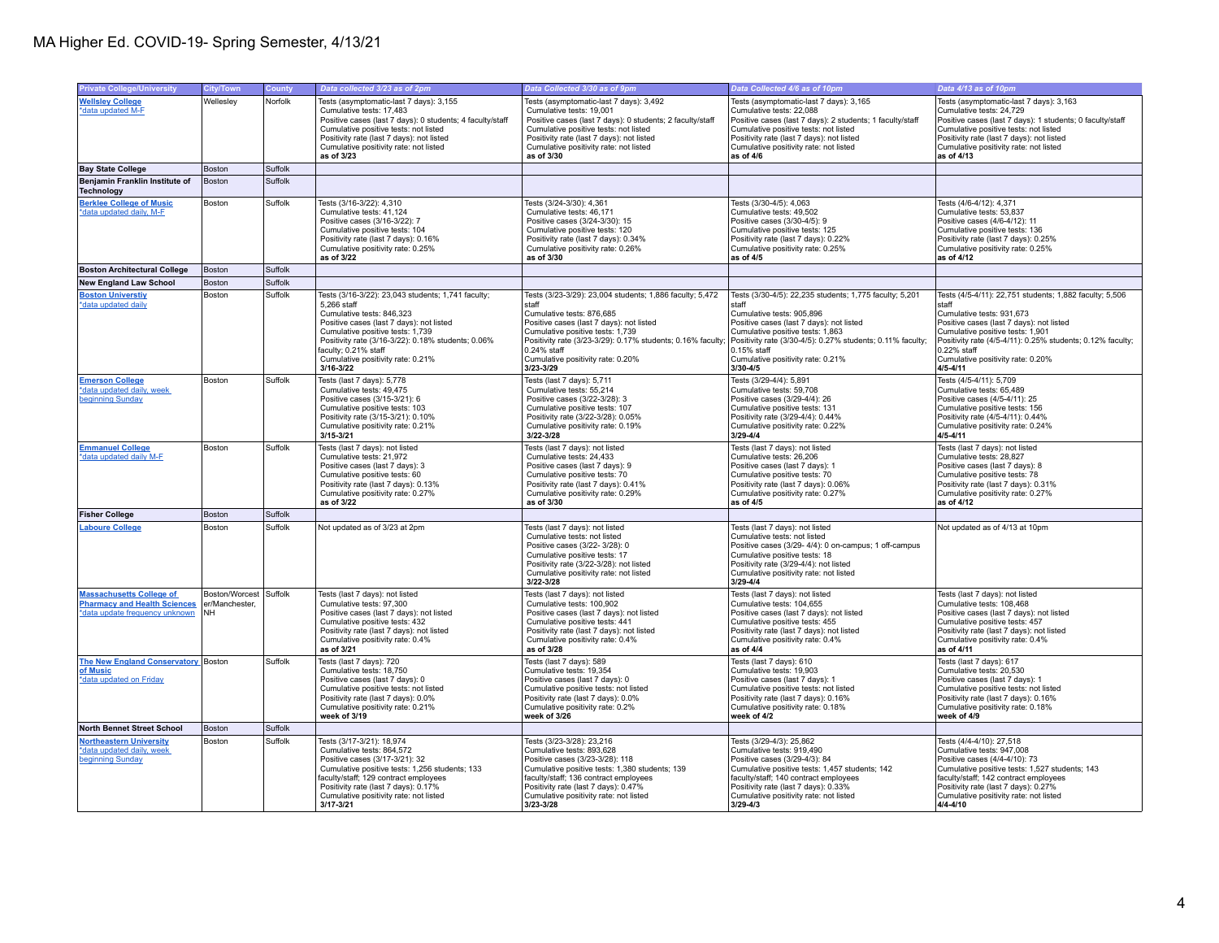# MA Higher Ed. COVID-19- Spring Semester, 4/13/21

| Private College/University | City/Town | County | Data collected 3/23 as of 2pm | Data Collected 3/30 as of 9pm | Data Collected 4/6 as of 10pm | Data 4/13 as of 10pm |
|---|---|---|---|---|---|---|
| **Wellsley College** *data updated M-F | Wellesley | Norfolk | Tests (asymptomatic-last 7 days): 3,155 Cumulative tests: 17,483 Positive cases (last 7 days): 0 students; 4 faculty/staff Cumulative positive tests: not listed Positivity rate (last 7 days): not listed Cumulative positivity rate: not listed **as of 3/23** | Tests (asymptomatic-last 7 days): 3,492 Cumulative tests: 19,001 Positive cases (last 7 days): 0 students; 2 faculty/staff Cumulative positive tests: not listed Positivity rate (last 7 days): not listed Cumulative positivity rate: not listed **as of 3/30** | Tests (asymptomatic-last 7 days): 3,165 Cumulative tests: 22,088 Positive cases (last 7 days): 2 students; 1 faculty/staff Cumulative positive tests: not listed Positivity rate (last 7 days): not listed Cumulative positivity rate: not listed **as of 4/6** | Tests (asymptomatic-last 7 days): 3,163 Cumulative tests: 24,729 Positive cases (last 7 days): 1 students; 0 faculty/staff Cumulative positive tests: not listed Positivity rate (last 7 days): not listed Cumulative positivity rate: not listed **as of 4/13** |
| **Bay State College** | Boston | Suffolk | | | | |
| **Benjamin Franklin Institute of Technology** | Boston | Suffolk | | | | |
| **Berklee College of Music** *data updated daily, M-F | Boston | Suffolk | Tests (3/16-3/22): 4,310 Cumulative tests: 41,124 Positive cases (3/16-3/22): 7 Cumulative positive tests: 104 Positivity rate (last 7 days): 0.16% Cumulative positivity rate: 0.25% **as of 3/22** | Tests (3/24-3/30): 4,361 Cumulative tests: 46,171 Positive cases (3/24-3/30): 15 Cumulative positive tests: 120 Positivity rate (last 7 days): 0.34% Cumulative positivity rate: 0.26% **as of 3/30** | Tests (3/30-4/5): 4,063 Cumulative tests: 49,502 Positive cases (3/30-4/5): 9 Cumulative positive tests: 125 Positivity rate (last 7 days): 0.22% Cumulative positivity rate: 0.25% **as of 4/5** | Tests (4/6-4/12): 4,371 Cumulative tests: 53,837 Positive cases (4/6-4/12): 11 Cumulative positive tests: 136 Positivity rate (last 7 days): 0.25% Cumulative positivity rate: 0.25% **as of 4/12** |
| **Boston Architectural College** | Boston | Suffolk | | | | |
| **New England Law School** | Boston | Suffolk | | | | |
| **Boston Universtiy** *data updated daily | Boston | Suffolk | Tests (3/16-3/22): 23,043 students; 1,741 faculty; 5,266 staff Cumulative tests: 846,323 Positive cases (last 7 days): not listed Cumulative positive tests: 1,739 Positivity rate (3/16-3/22): 0.18% students; 0.06% faculty; 0.21% staff Cumulative positivity rate: 0.21% **3/16-3/22** | Tests (3/23-3/29): 23,004 students; 1,886 faculty; 5,472 staff Cumulative tests: 876,685 Positive cases (last 7 days): not listed Cumulative positive tests: 1,739 Positivity rate (3/23-3/29): 0.17% students; 0.16% faculty; 0.24% staff Cumulative positivity rate: 0.20% **3/23-3/29** | Tests (3/30-4/5): 22,235 students; 1,775 faculty; 5,201 staff Cumulative tests: 905,896 Positive cases (last 7 days): not listed Cumulative positive tests: 1,863 Positivity rate (3/30-4/5): 0.27% students; 0.11% faculty; 0.15% staff Cumulative positivity rate: 0.21% **3/30-4/5** | Tests (4/5-4/11): 22,751 students; 1,882 faculty; 5,506 staff Cumulative tests: 931,673 Positive cases (last 7 days): not listed Cumulative positive tests: 1,901 Positivity rate (4/5-4/11): 0.25% students; 0.12% faculty; 0.22% staff Cumulative positivity rate: 0.20% **4/5-4/11** |
| **Emerson College** *data updated daily, week beginning Sunday | Boston | Suffolk | Tests (last 7 days): 5,778 Cumulative tests: 49,475 Positive cases (3/15-3/21): 6 Cumulative positive tests: 103 Positivity rate (3/15-3/21): 0.10% Cumulative positivity rate: 0.21% **3/15-3/21** | Tests (last 7 days): 5,711 Cumulative tests: 55,214 Positive cases (3/22-3/28): 3 Cumulative positive tests: 107 Positivity rate (3/22-3/28): 0.05% Cumulative positivity rate: 0.19% **3/22-3/28** | Tests (3/29-4/4): 5,891 Cumulative tests: 59,708 Positive cases (3/29-4/4): 26 Cumulative positive tests: 131 Positivity rate (3/29-4/4): 0.44% Cumulative positivity rate: 0.22% **3/29-4/4** | Tests (4/5-4/11): 5,709 Cumulative tests: 65,489 Positive cases (4/5-4/11): 25 Cumulative positive tests: 156 Positivity rate (4/5-4/11): 0.44% Cumulative positivity rate: 0.24% **4/5-4/11** |
| **Emmanuel College** *data updated daily M-F | Boston | Suffolk | Tests (last 7 days): not listed Cumulative tests: 21,972 Positive cases (last 7 days): 3 Cumulative positive tests: 60 Positivity rate (last 7 days): 0.13% Cumulative positivity rate: 0.27% **as of 3/22** | Tests (last 7 days): not listed Cumulative tests: 24,433 Positive cases (last 7 days): 9 Cumulative positive tests: 70 Positivity rate (last 7 days): 0.41% Cumulative positivity rate: 0.29% **as of 3/30** | Tests (last 7 days): not listed Cumulative tests: 26,206 Positive cases (last 7 days): 1 Cumulative positive tests: 70 Positivity rate (last 7 days): 0.06% Cumulative positivity rate: 0.27% **as of 4/5** | Tests (last 7 days): not listed Cumulative tests: 28,827 Positive cases (last 7 days): 8 Cumulative positive tests: 78 Positivity rate (last 7 days): 0.31% Cumulative positivity rate: 0.27% **as of 4/12** |
| **Fisher College** | Boston | Suffolk | | | | |
| **Laboure College** | Boston | Suffolk | Not updated as of 3/23 at 2pm | Tests (last 7 days): not listed Cumulative tests: not listed Positive cases (3/22- 3/28): 0 Cumulative positive tests: 17 Positivity rate (3/22-3/28): not listed Cumulative positivity rate: not listed **3/22-3/28** | Tests (last 7 days): not listed Cumulative tests: not listed Positive cases (3/29- 4/4): 0 on-campus; 1 off-campus Cumulative positive tests: 18 Positivity rate (3/29-4/4): not listed Cumulative positivity rate: not listed **3/29-4/4** | Not updated as of 4/13 at 10pm |
| **Massachusetts College of Pharmacy and Health Sciences** *data update frequency unknown | Boston/Worcester/Manchester, NH | Suffolk | Tests (last 7 days): not listed Cumulative tests: 97,300 Positive cases (last 7 days): not listed Cumulative positive tests: 432 Positivity rate (last 7 days): not listed Cumulative positivity rate: 0.4% **as of 3/21** | Tests (last 7 days): not listed Cumulative tests: 100,902 Positive cases (last 7 days): not listed Cumulative positive tests: 441 Positivity rate (last 7 days): not listed Cumulative positivity rate: 0.4% **as of 3/28** | Tests (last 7 days): not listed Cumulative tests: 104,655 Positive cases (last 7 days): not listed Cumulative positive tests: 455 Positivity rate (last 7 days): not listed Cumulative positivity rate: 0.4% **as of 4/4** | Tests (last 7 days): not listed Cumulative tests: 108,468 Positive cases (last 7 days): not listed Cumulative positive tests: 457 Positivity rate (last 7 days): not listed Cumulative positivity rate: 0.4% **as of 4/11** |
| **The New England Conservatory of Music** *data updated on Friday | Boston | Suffolk | Tests (last 7 days): 720 Cumulative tests: 18,750 Positive cases (last 7 days): 0 Cumulative positive tests: not listed Positivity rate (last 7 days): 0.0% Cumulative positivity rate: 0.21% **week of 3/19** | Tests (last 7 days): 589 Cumulative tests: 19,354 Positive cases (last 7 days): 0 Cumulative positive tests: not listed Positivity rate (last 7 days): 0.0% Cumulative positivity rate: 0.2% **week of 3/26** | Tests (last 7 days): 610 Cumulative tests: 19,903 Positive cases (last 7 days): 1 Cumulative positive tests: not listed Positivity rate (last 7 days): 0.16% Cumulative positivity rate: 0.18% **week of 4/2** | Tests (last 7 days): 617 Cumulative tests: 20,530 Positive cases (last 7 days): 1 Cumulative positive tests: not listed Positivity rate (last 7 days): 0.16% Cumulative positivity rate: 0.18% **week of 4/9** |
| **North Bennet Street School** | Boston | Suffolk | | | | |
| **Northeastern University** *data updated daily, week beginning Sunday | Boston | Suffolk | Tests (3/17-3/21): 18,974 Cumulative tests: 864,572 Positive cases (3/17-3/21): 32 Cumulative positive tests: 1,256 students; 133 faculty/staff; 129 contract employees Positivity rate (last 7 days): 0.17% Cumulative positivity rate: not listed **3/17-3/21** | Tests (3/23-3/28): 23,216 Cumulative tests: 893,628 Positive cases (3/23-3/28): 118 Cumulative positive tests: 1,380 students; 139 faculty/staff; 136 contract employees Positivity rate (last 7 days): 0.47% Cumulative positivity rate: not listed **3/23-3/28** | Tests (3/29-4/3): 25,862 Cumulative tests: 919,490 Positive cases (3/29-4/3): 84 Cumulative positive tests: 1,457 students; 142 faculty/staff; 140 contract employees Positivity rate (last 7 days): 0.33% Cumulative positivity rate: not listed **3/29-4/3** | Tests (4/4-4/10): 27,518 Cumulative tests: 947,008 Positive cases (4/4-4/10): 73 Cumulative positive tests: 1,527 students; 143 faculty/staff; 142 contract employees Positivity rate (last 7 days): 0.27% Cumulative positivity rate: not listed **4/4-4/10** |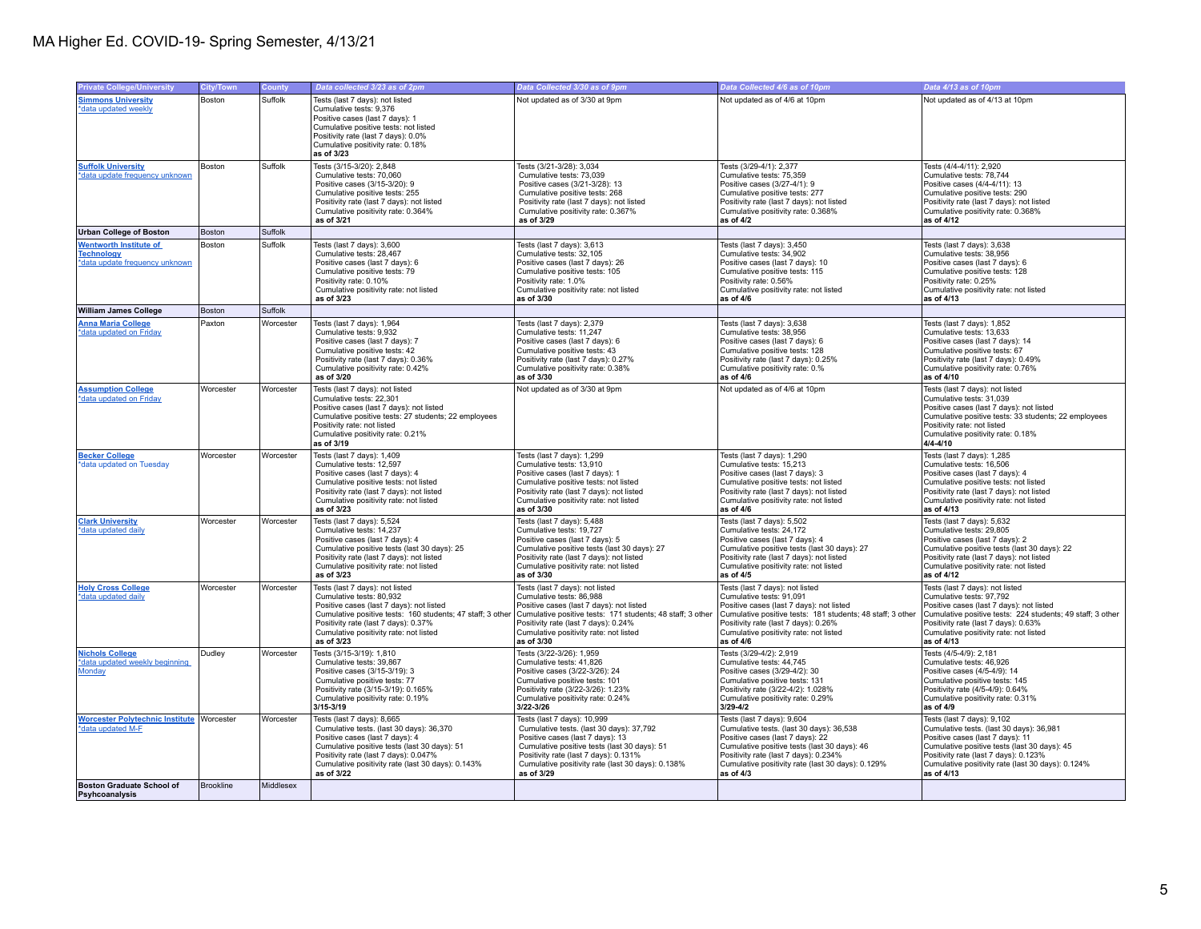# MA Higher Ed. COVID-19- Spring Semester, 4/13/21

| Private College/University | City/Town | County | Data collected 3/23 as of 2pm | Data Collected 3/30 as of 9pm | Data Collected 4/6 as of 10pm | Data 4/13 as of 10pm |
|---|---|---|---|---|---|---|
| **Simmons University** *data updated weekly | Boston | Suffolk | Tests (last 7 days): not listed<br>Cumulative tests: 9,376<br>Positive cases (last 7 days): 1<br>Cumulative positive tests: not listed<br>Positivity rate (last 7 days): 0.0%<br>Cumulative positivity rate: 0.18%<br>**as of 3/23** | Not updated as of 3/30 at 9pm | Not updated as of 4/6 at 10pm | Not updated as of 4/13 at 10pm |
| **Suffolk University** *data update frequency unknown | Boston | Suffolk | Tests (3/15-3/20): 2,848<br>Cumulative tests: 70,060<br>Positive cases (3/15-3/20): 9<br>Cumulative positive tests: 255<br>Positivity rate (last 7 days): not listed<br>Cumulative positivity rate: 0.364%<br>**as of 3/21** | Tests (3/21-3/28): 3,034<br>Cumulative tests: 73,039<br>Positive cases (3/21-3/28): 13<br>Cumulative positive tests: 268<br>Positivity rate (last 7 days): not listed<br>Cumulative positivity rate: 0.367%<br>**as of 3/29** | Tests (3/29-4/1): 2,377<br>Cumulative tests: 75,359<br>Positive cases (3/27-4/1): 9<br>Cumulative positive tests: 277<br>Positivity rate (last 7 days): not listed<br>Cumulative positivity rate: 0.368%<br>**as of 4/2** | Tests (4/4-4/11): 2,920<br>Cumulative tests: 78,744<br>Positive cases (4/4-4/11): 13<br>Cumulative positive tests: 290<br>Positivity rate (last 7 days): not listed<br>Cumulative positivity rate: 0.368%<br>**as of 4/12** |
| **Urban College of Boston** | Boston | Suffolk | | | | |
| **Wentworth Institute of Technology** *data update frequency unknown | Boston | Suffolk | Tests (last 7 days): 3,600<br>Cumulative tests: 28,467<br>Positive cases (last 7 days): 6<br>Cumulative positive tests: 79<br>Positivity rate: 0.10%<br>Cumulative positivity rate: not listed<br>**as of 3/23** | Tests (last 7 days): 3,613<br>Cumulative tests: 32,105<br>Positive cases (last 7 days): 26<br>Cumulative positive tests: 105<br>Positivity rate: 1.0%<br>Cumulative positivity rate: not listed<br>**as of 3/30** | Tests (last 7 days): 3,450<br>Cumulative tests: 34,902<br>Positive cases (last 7 days): 10<br>Cumulative positive tests: 115<br>Positivity rate: 0.56%<br>Cumulative positivity rate: not listed<br>**as of 4/6** | Tests (last 7 days): 3,638<br>Cumulative tests: 38,956<br>Positive cases (last 7 days): 6<br>Cumulative positive tests: 128<br>Positivity rate: 0.25%<br>Cumulative positivity rate: not listed<br>**as of 4/13** |
| **William James College** | Boston | Suffolk | | | | |
| **Anna Maria College** *data updated on Friday | Paxton | Worcester | Tests (last 7 days): 1,964<br>Cumulative tests: 9,932<br>Positive cases (last 7 days): 7<br>Cumulative positive tests: 42<br>Positivity rate (last 7 days): 0.36%<br>Cumulative positivity rate: 0.42%<br>**as of 3/20** | Tests (last 7 days): 2,379<br>Cumulative tests: 11,247<br>Positive cases (last 7 days): 6<br>Cumulative positive tests: 43<br>Positivity rate (last 7 days): 0.27%<br>Cumulative positivity rate: 0.38%<br>**as of 3/30** | Tests (last 7 days): 3,638<br>Cumulative tests: 38,956<br>Positive cases (last 7 days): 6<br>Cumulative positive tests: 128<br>Positivity rate (last 7 days): 0.25%<br>Cumulative positivity rate: 0.%<br>**as of 4/6** | Tests (last 7 days): 1,852<br>Cumulative tests: 13,633<br>Positive cases (last 7 days): 14<br>Cumulative positive tests: 67<br>Positivity rate (last 7 days): 0.49%<br>Cumulative positivity rate: 0.76%<br>**as of 4/10** |
| **Assumption College** *data updated on Friday | Worcester | Worcester | Tests (last 7 days): not listed<br>Cumulative tests: 22,301<br>Positive cases (last 7 days): not listed<br>Cumulative positive tests: 27 students; 22 employees<br>Positivity rate: not listed<br>Cumulative positivity rate: 0.21%<br>**as of 3/19** | Not updated as of 3/30 at 9pm | Not updated as of 4/6 at 10pm | Tests (last 7 days): not listed<br>Cumulative tests: 31,039<br>Positive cases (last 7 days): not listed<br>Cumulative positive tests: 33 students; 22 employees<br>Positivity rate: not listed<br>Cumulative positivity rate: 0.18%<br>**4/4-4/10** |
| **Becker College** *data updated on Tuesday | Worcester | Worcester | Tests (last 7 days): 1,409<br>Cumulative tests: 12,597<br>Positive cases (last 7 days): 4<br>Cumulative positive tests: not listed<br>Positivity rate (last 7 days): not listed<br>Cumulative positivity rate: not listed<br>**as of 3/23** | Tests (last 7 days): 1,299<br>Cumulative tests: 13,910<br>Positive cases (last 7 days): 1<br>Cumulative positive tests: not listed<br>Positivity rate (last 7 days): not listed<br>Cumulative positivity rate: not listed<br>**as of 3/30** | Tests (last 7 days): 1,290<br>Cumulative tests: 15,213<br>Positive cases (last 7 days): 3<br>Cumulative positive tests: not listed<br>Positivity rate (last 7 days): not listed<br>Cumulative positivity rate: not listed<br>**as of 4/6** | Tests (last 7 days): 1,285<br>Cumulative tests: 16,506<br>Positive cases (last 7 days): 4<br>Cumulative positive tests: not listed<br>Positivity rate (last 7 days): not listed<br>Cumulative positivity rate: not listed<br>**as of 4/13** |
| **Clark University** *data updated daily | Worcester | Worcester | Tests (last 7 days): 5,524<br>Cumulative tests: 14,237<br>Positive cases (last 7 days): 4<br>Cumulative positive tests (last 30 days): 25<br>Positivity rate (last 7 days): not listed<br>Cumulative positivity rate: not listed<br>**as of 3/23** | Tests (last 7 days): 5,488<br>Cumulative tests: 19,727<br>Positive cases (last 7 days): 5<br>Cumulative positive tests (last 30 days): 27<br>Positivity rate (last 7 days): not listed<br>Cumulative positivity rate: not listed<br>**as of 3/30** | Tests (last 7 days): 5,502<br>Cumulative tests: 24,172<br>Positive cases (last 7 days): 4<br>Cumulative positive tests (last 30 days): 27<br>Positivity rate (last 7 days): not listed<br>Cumulative positivity rate: not listed<br>**as of 4/5** | Tests (last 7 days): 5,632<br>Cumulative tests: 29,805<br>Positive cases (last 7 days): 2<br>Cumulative positive tests (last 30 days): 22<br>Positivity rate (last 7 days): not listed<br>Cumulative positivity rate: not listed<br>**as of 4/12** |
| **Holy Cross College** *data updated daily | Worcester | Worcester | Tests (last 7 days): not listed<br>Cumulative tests: 80,932<br>Positive cases (last 7 days): not listed<br>Cumulative positive tests: 160 students; 47 staff; 3 other<br>Positivity rate (last 7 days): 0.37%<br>Cumulative positivity rate: not listed<br>**as of 3/23** | Tests (last 7 days): not listed<br>Cumulative tests: 86,988<br>Positive cases (last 7 days): not listed<br>Cumulative positive tests: 171 students; 48 staff; 3 other<br>Positivity rate (last 7 days): 0.24%<br>Cumulative positivity rate: not listed<br>**as of 3/30** | Tests (last 7 days): not listed<br>Cumulative tests: 91,091<br>Positive cases (last 7 days): not listed<br>Cumulative positive tests: 181 students; 48 staff; 3 other<br>Positivity rate (last 7 days): 0.26%<br>Cumulative positivity rate: not listed<br>**as of 4/6** | Tests (last 7 days): not listed<br>Cumulative tests: 97,792<br>Positive cases (last 7 days): not listed<br>Cumulative positive tests: 224 students; 49 staff; 3 other<br>Positivity rate (last 7 days): 0.63%<br>Cumulative positivity rate: not listed<br>**as of 4/13** |
| **Nichols College** *data updated weekly beginning Monday | Dudley | Worcester | Tests (3/15-3/19): 1,810<br>Cumulative tests: 39,867<br>Positive cases (3/15-3/19): 3<br>Cumulative positive tests: 77<br>Positivity rate (3/15-3/19): 0.165%<br>Cumulative positivity rate: 0.19%<br>**3/15-3/19** | Tests (3/22-3/26): 1,959<br>Cumulative tests: 41,826<br>Positive cases (3/22-3/26): 24<br>Cumulative positive tests: 101<br>Positivity rate (3/22-3/26): 1.23%<br>Cumulative positivity rate: 0.24%<br>**3/22-3/26** | Tests (3/29-4/2): 2,919<br>Cumulative tests: 44,745<br>Positive cases (3/29-4/2): 30<br>Cumulative positive tests: 131<br>Positivity rate (3/22-4/2): 1.028%<br>Cumulative positivity rate: 0.29%<br>**3/29-4/2** | Tests (4/5-4/9): 2,181<br>Cumulative tests: 46,926<br>Positive cases (4/5-4/9): 14<br>Cumulative positive tests: 145<br>Positivity rate (4/5-4/9): 0.64%<br>Cumulative positivity rate: 0.31%<br>**as of 4/9** |
| **Worcester Polytechnic Institute** *data updated M-F | Worcester | Worcester | Tests (last 7 days): 8,665<br>Cumulative tests. (last 30 days): 36,370<br>Positive cases (last 7 days): 4<br>Cumulative positive tests (last 30 days): 51<br>Positivity rate (last 7 days): 0.047%<br>Cumulative positivity rate (last 30 days): 0.143%<br>**as of 3/22** | Tests (last 7 days): 10,999<br>Cumulative tests. (last 30 days): 37,792<br>Positive cases (last 7 days): 13<br>Cumulative positive tests (last 30 days): 51<br>Positivity rate (last 7 days): 0.131%<br>Cumulative positivity rate (last 30 days): 0.138%<br>**as of 3/29** | Tests (last 7 days): 9,604<br>Cumulative tests. (last 30 days): 36,538<br>Positive cases (last 7 days): 22<br>Cumulative positive tests (last 30 days): 46<br>Positivity rate (last 7 days): 0.234%<br>Cumulative positivity rate (last 30 days): 0.129%<br>**as of 4/3** | Tests (last 7 days): 9,102<br>Cumulative tests. (last 30 days): 36,981<br>Positive cases (last 7 days): 11<br>Cumulative positive tests (last 30 days): 45<br>Positivity rate (last 7 days): 0.123%<br>Cumulative positivity rate (last 30 days): 0.124%<br>**as of 4/13** |
| **Boston Graduate School of Psyhcoanalysis** | Brookline | Middlesex | | | | |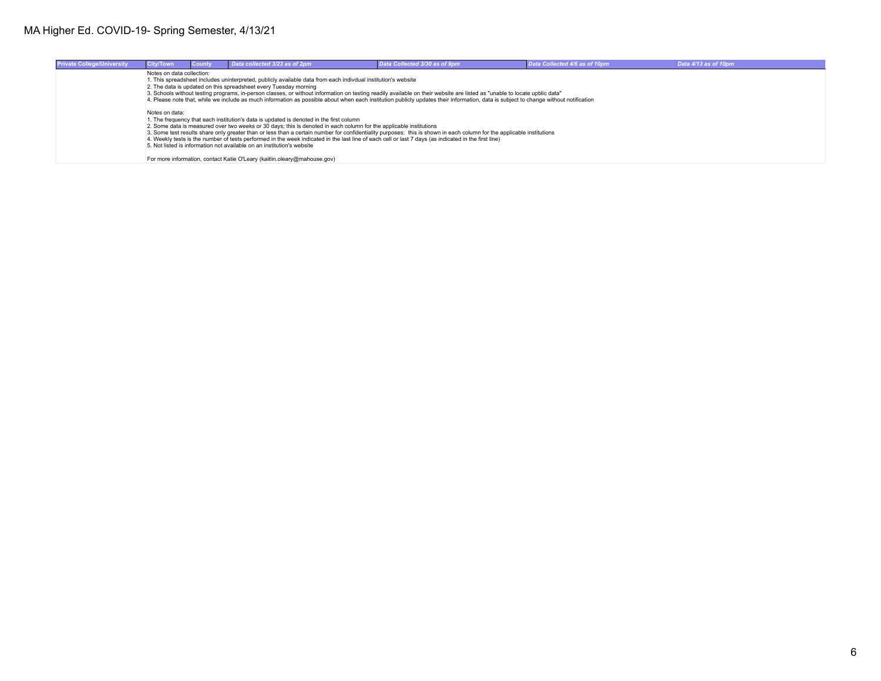MA Higher Ed. COVID-19- Spring Semester, 4/13/21

| Private College/University | City/Town | County | *Data collected 3/23 as of 2pm* | *Data Collected 3/30 as of 9pm* | *Data Collected 4/6 as of 10pm* | *Data 4/13 as of 10pm* |
|---|---|---|---|---|---|---|
| | Notes on data collection:<br>1. This spreadsheet includes uninterpreted, publicly available data from each indivdual institution's website<br>2. The data is updated on this spreadsheet every Tuesday morning<br>3. Schools without testing programs, in-person classes, or without information on testing readily available on their website are listed as "unable to locate upblic data"<br>4. Please note that, while we include as much information as possible about when each institution publicly updates their information, data is subject to change without notification<br><br>Notes on data:<br>1. The frequency that each institution's data is updated is denoted in the first column<br>2. Some data is measured over two weeks or 30 days; this is denoted in each column for the applicable institutions<br>3. Some test results share only greater than or less than a certain number for confidentiality purposes; this is shown in each column for the applicable institutions<br>4. Weekly tests is the number of tests performed in the week indicated in the last line of each cell or last 7 days (as indicated in the first line)<br>5. Not listed is information not available on an institution's website<br><br>For more information, contact Katie O'Leary (kaitlin.oleary@mahouse.gov) | | | | | |